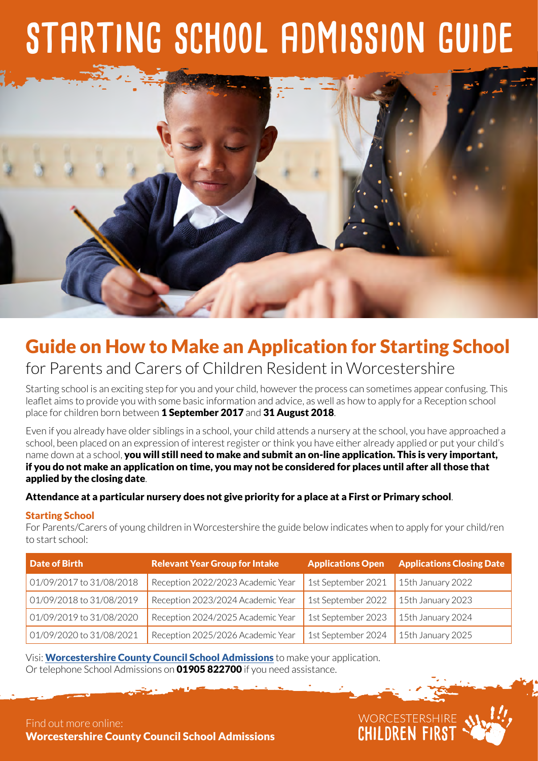# STARTING SCHOOL ADMISSION GUIDE

## Guide on How to Make an Application for Starting School

for Parents and Carers of Children Resident in Worcestershire

Starting school is an exciting step for you and your child, however the process can sometimes appear confusing. This leaflet aims to provide you with some basic information and advice, as well as how to apply for a Reception school place for children born between **1 September 2017** and **31 August 2018**.

Even if you already have older siblings in a school, your child attends a nursery at the school, you have approached a school, been placed on an expression of interest register or think you have either already applied or put your child's name down at a school, **you will still need to make and submit an on-line application. This is very important, if you do not make an application on time, you may not be considered for places until after all those that applied by the closing date**.

**Attendance at a particular nursery does not give priority for a place at a First or Primary school**.

### Starting School

For Parents/Carers of young children in Worcestershire the guide below indicates when to apply for your child/ren to start school:

| Date of Birth | Relevant Year Group for Intake | Applications Open | Applications Closing Date |
|---|---|---|---|
| 01/09/2017 to 31/08/2018 | Reception 2022/2023 Academic Year | 1st September 2021 | 15th January 2022 |
| 01/09/2018 to 31/08/2019 | Reception 2023/2024 Academic Year | 1st September 2022 | 15th January 2023 |
| 01/09/2019 to 31/08/2020 | Reception 2024/2025 Academic Year | 1st September 2023 | 15th January 2024 |
| 01/09/2020 to 31/08/2021 | Reception 2025/2026 Academic Year | 1st September 2024 | 15th January 2025 |

Visi: **Worcestershire County Council School Admissions** to make your application.
Or telephone School Admissions on **01905 822700** if you need assistance.

Find out more online:
**Worcestershire County Council School Admissions**

WORCESTERSHIRE CHILDREN FIRST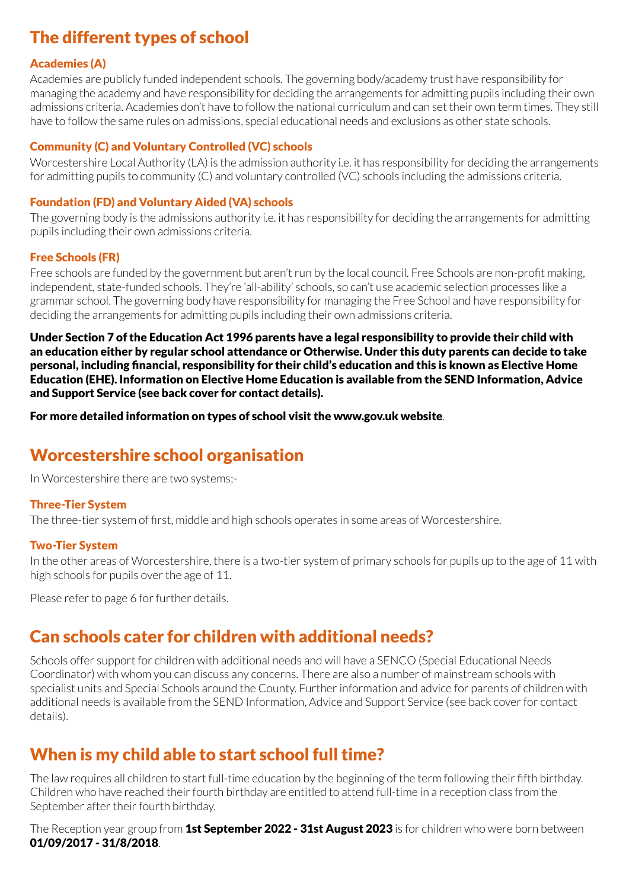## The different types of school

### Academies (A)

Academies are publicly funded independent schools. The governing body/academy trust have responsibility for managing the academy and have responsibility for deciding the arrangements for admitting pupils including their own admissions criteria. Academies don't have to follow the national curriculum and can set their own term times. They still have to follow the same rules on admissions, special educational needs and exclusions as other state schools.

### Community (C) and Voluntary Controlled (VC) schools

Worcestershire Local Authority (LA) is the admission authority i.e. it has responsibility for deciding the arrangements for admitting pupils to community (C) and voluntary controlled (VC) schools including the admissions criteria.

### Foundation (FD) and Voluntary Aided (VA) schools

The governing body is the admissions authority i.e. it has responsibility for deciding the arrangements for admitting pupils including their own admissions criteria.

### Free Schools (FR)

Free schools are funded by the government but aren't run by the local council. Free Schools are non-profit making, independent, state-funded schools. They're 'all-ability' schools, so can't use academic selection processes like a grammar school. The governing body have responsibility for managing the Free School and have responsibility for deciding the arrangements for admitting pupils including their own admissions criteria.

**Under Section 7 of the Education Act 1996 parents have a legal responsibility to provide their child with an education either by regular school attendance or Otherwise. Under this duty parents can decide to take personal, including financial, responsibility for their child's education and this is known as Elective Home Education (EHE). Information on Elective Home Education is available from the SEND Information, Advice and Support Service (see back cover for contact details).**

**For more detailed information on types of school visit the www.gov.uk website**.

## Worcestershire school organisation

In Worcestershire there are two systems;-

### Three-Tier System

The three-tier system of first, middle and high schools operates in some areas of Worcestershire.

### Two-Tier System

In the other areas of Worcestershire, there is a two-tier system of primary schools for pupils up to the age of 11 with high schools for pupils over the age of 11.

Please refer to page 6 for further details.

## Can schools cater for children with additional needs?

Schools offer support for children with additional needs and will have a SENCO (Special Educational Needs Coordinator) with whom you can discuss any concerns. There are also a number of mainstream schools with specialist units and Special Schools around the County. Further information and advice for parents of children with additional needs is available from the SEND Information, Advice and Support Service (see back cover for contact details).

## When is my child able to start school full time?

The law requires all children to start full-time education by the beginning of the term following their fifth birthday. Children who have reached their fourth birthday are entitled to attend full-time in a reception class from the September after their fourth birthday.

The Reception year group from **1st September 2022 - 31st August 2023** is for children who were born between **01/09/2017 - 31/8/2018**.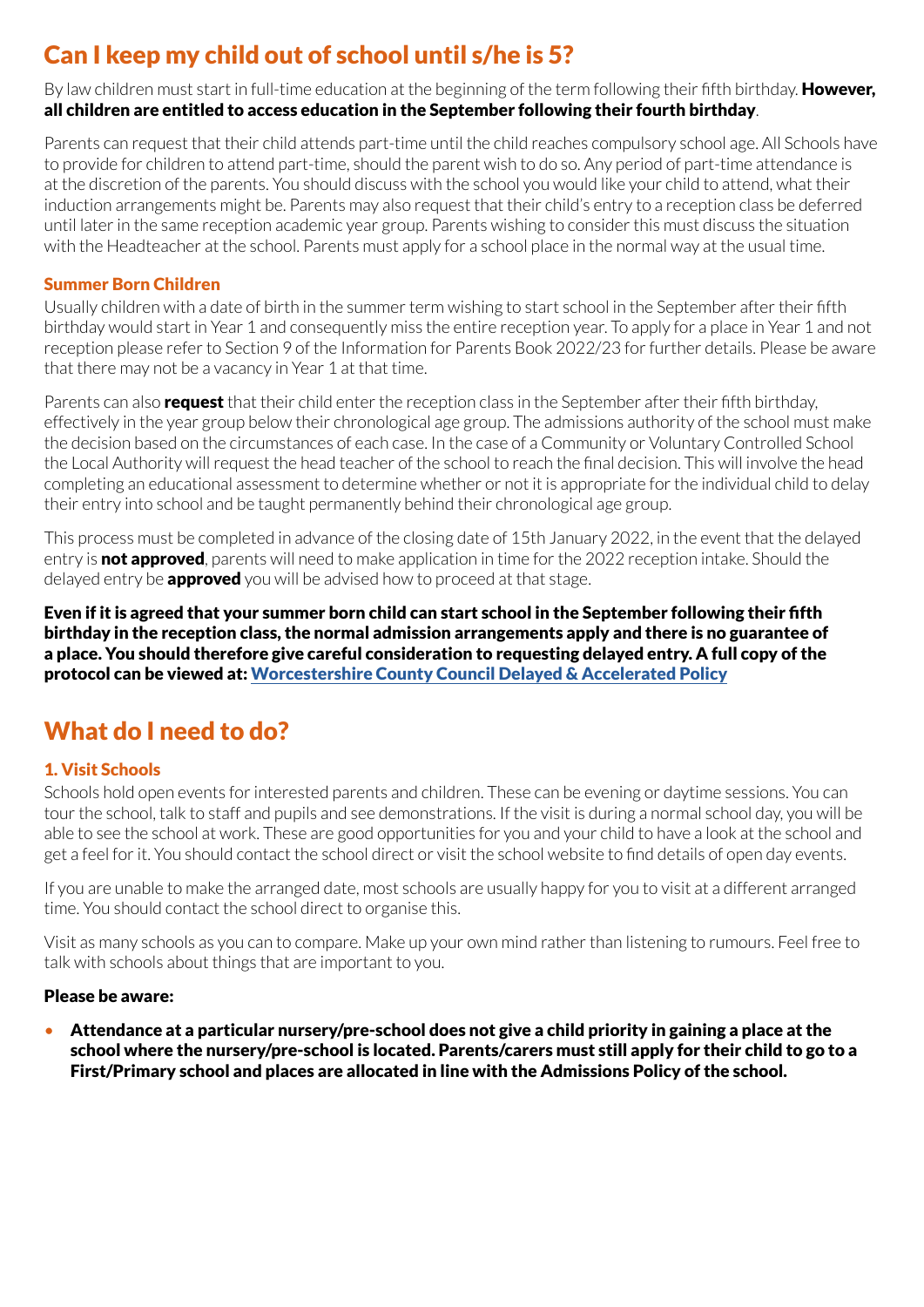## Can I keep my child out of school until s/he is 5?

By law children must start in full-time education at the beginning of the term following their fifth birthday. **However, all children are entitled to access education in the September following their fourth birthday**.

Parents can request that their child attends part-time until the child reaches compulsory school age. All Schools have to provide for children to attend part-time, should the parent wish to do so. Any period of part-time attendance is at the discretion of the parents. You should discuss with the school you would like your child to attend, what their induction arrangements might be. Parents may also request that their child's entry to a reception class be deferred until later in the same reception academic year group. Parents wishing to consider this must discuss the situation with the Headteacher at the school. Parents must apply for a school place in the normal way at the usual time.

### Summer Born Children

Usually children with a date of birth in the summer term wishing to start school in the September after their fifth birthday would start in Year 1 and consequently miss the entire reception year. To apply for a place in Year 1 and not reception please refer to Section 9 of the Information for Parents Book 2022/23 for further details. Please be aware that there may not be a vacancy in Year 1 at that time.

Parents can also **request** that their child enter the reception class in the September after their fifth birthday, effectively in the year group below their chronological age group. The admissions authority of the school must make the decision based on the circumstances of each case. In the case of a Community or Voluntary Controlled School the Local Authority will request the head teacher of the school to reach the final decision. This will involve the head completing an educational assessment to determine whether or not it is appropriate for the individual child to delay their entry into school and be taught permanently behind their chronological age group.

This process must be completed in advance of the closing date of 15th January 2022, in the event that the delayed entry is **not approved**, parents will need to make application in time for the 2022 reception intake. Should the delayed entry be **approved** you will be advised how to proceed at that stage.

**Even if it is agreed that your summer born child can start school in the September following their fifth birthday in the reception class, the normal admission arrangements apply and there is no guarantee of a place. You should therefore give careful consideration to requesting delayed entry. A full copy of the protocol can be viewed at: Worcestershire County Council Delayed & Accelerated Policy**

## What do I need to do?

### 1. Visit Schools

Schools hold open events for interested parents and children. These can be evening or daytime sessions. You can tour the school, talk to staff and pupils and see demonstrations. If the visit is during a normal school day, you will be able to see the school at work. These are good opportunities for you and your child to have a look at the school and get a feel for it. You should contact the school direct or visit the school website to find details of open day events.

If you are unable to make the arranged date, most schools are usually happy for you to visit at a different arranged time. You should contact the school direct to organise this.

Visit as many schools as you can to compare. Make up your own mind rather than listening to rumours. Feel free to talk with schools about things that are important to you.

**Please be aware:**

- **Attendance at a particular nursery/pre-school does not give a child priority in gaining a place at the school where the nursery/pre-school is located. Parents/carers must still apply for their child to go to a First/Primary school and places are allocated in line with the Admissions Policy of the school.**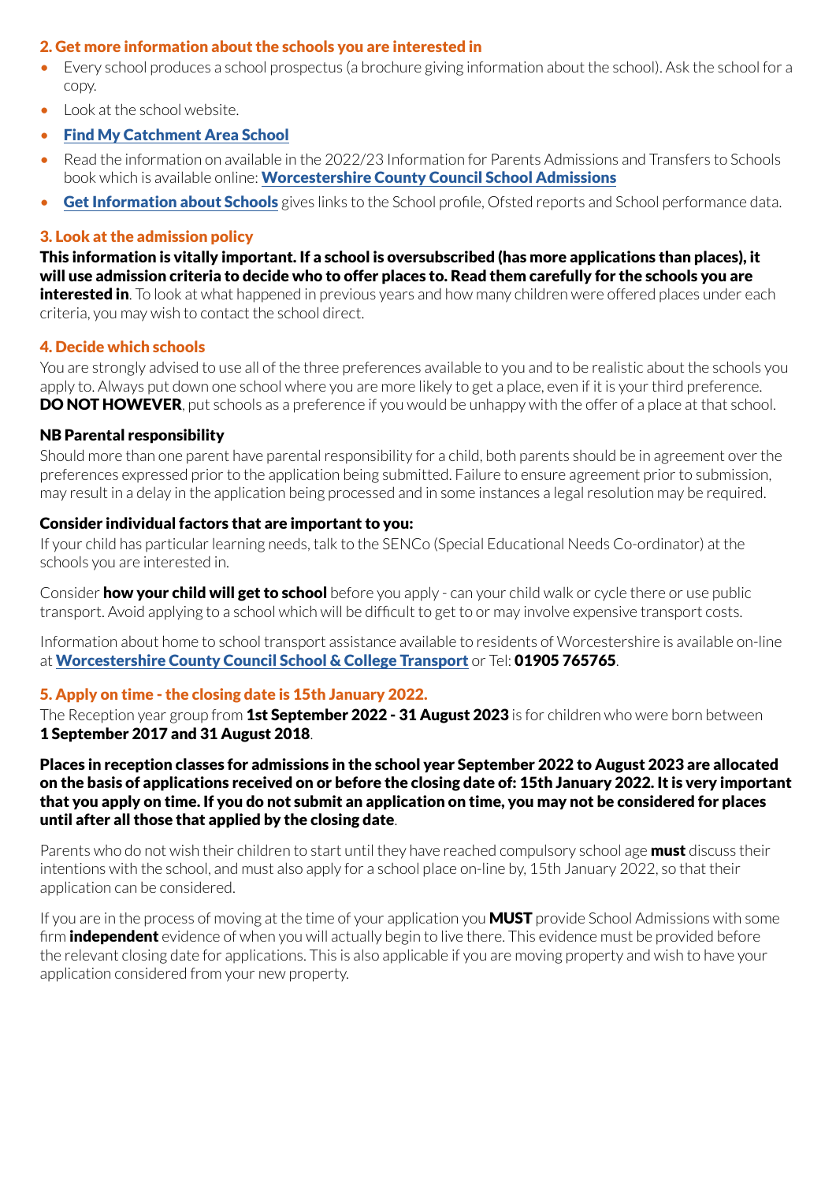## 2. Get more information about the schools you are interested in

- Every school produces a school prospectus (a brochure giving information about the school). Ask the school for a copy.
- Look at the school website.
- **Find My Catchment Area School**
- Read the information on available in the 2022/23 Information for Parents Admissions and Transfers to Schools book which is available online: **Worcestershire County Council School Admissions**
- **Get Information about Schools** gives links to the School profile, Ofsted reports and School performance data.

## 3. Look at the admission policy

**This information is vitally important. If a school is oversubscribed (has more applications than places), it will use admission criteria to decide who to offer places to. Read them carefully for the schools you are interested in**. To look at what happened in previous years and how many children were offered places under each criteria, you may wish to contact the school direct.

## 4. Decide which schools

You are strongly advised to use all of the three preferences available to you and to be realistic about the schools you apply to. Always put down one school where you are more likely to get a place, even if it is your third preference. **DO NOT HOWEVER**, put schools as a preference if you would be unhappy with the offer of a place at that school.

### NB Parental responsibility

Should more than one parent have parental responsibility for a child, both parents should be in agreement over the preferences expressed prior to the application being submitted. Failure to ensure agreement prior to submission, may result in a delay in the application being processed and in some instances a legal resolution may be required.

### Consider individual factors that are important to you:

If your child has particular learning needs, talk to the SENCo (Special Educational Needs Co-ordinator) at the schools you are interested in.

Consider **how your child will get to school** before you apply - can your child walk or cycle there or use public transport. Avoid applying to a school which will be difficult to get to or may involve expensive transport costs.

Information about home to school transport assistance available to residents of Worcestershire is available on-line at **Worcestershire County Council School & College Transport** or Tel: **01905 765765**.

## 5. Apply on time - the closing date is 15th January 2022.

The Reception year group from **1st September 2022 - 31 August 2023** is for children who were born between **1 September 2017 and 31 August 2018**.

**Places in reception classes for admissions in the school year September 2022 to August 2023 are allocated on the basis of applications received on or before the closing date of: 15th January 2022. It is very important that you apply on time. If you do not submit an application on time, you may not be considered for places until after all those that applied by the closing date**.

Parents who do not wish their children to start until they have reached compulsory school age **must** discuss their intentions with the school, and must also apply for a school place on-line by, 15th January 2022, so that their application can be considered.

If you are in the process of moving at the time of your application you **MUST** provide School Admissions with some firm **independent** evidence of when you will actually begin to live there. This evidence must be provided before the relevant closing date for applications. This is also applicable if you are moving property and wish to have your application considered from your new property.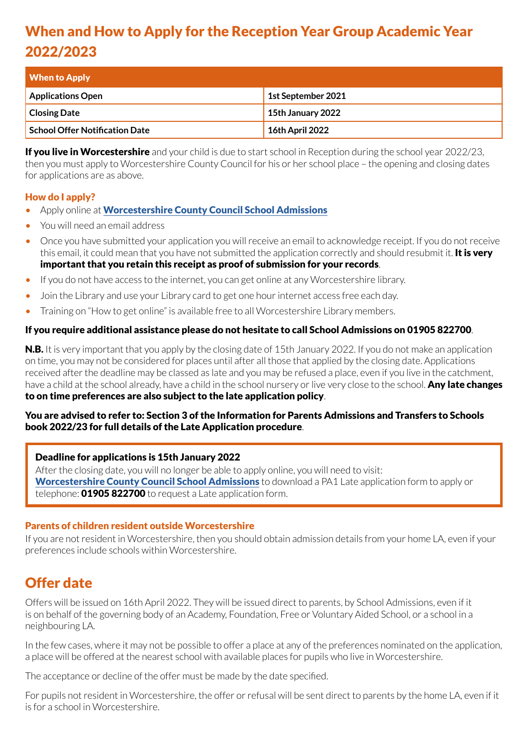# When and How to Apply for the Reception Year Group Academic Year 2022/2023

| When to Apply | |
|---|---|
| **Applications Open** | **1st September 2021** |
| **Closing Date** | **15th January 2022** |
| **School Offer Notification Date** | **16th April 2022** |

**If you live in Worcestershire** and your child is due to start school in Reception during the school year 2022/23, then you must apply to Worcestershire County Council for his or her school place – the opening and closing dates for applications are as above.

### How do I apply?

- Apply online at **Worcestershire County Council School Admissions**
- You will need an email address
- Once you have submitted your application you will receive an email to acknowledge receipt. If you do not receive this email, it could mean that you have not submitted the application correctly and should resubmit it. **It is very important that you retain this receipt as proof of submission for your records**.
- If you do not have access to the internet, you can get online at any Worcestershire library.
- Join the Library and use your Library card to get one hour internet access free each day.
- Training on "How to get online" is available free to all Worcestershire Library members.

**If you require additional assistance please do not hesitate to call School Admissions on 01905 822700**.

**N.B.** It is very important that you apply by the closing date of 15th January 2022. If you do not make an application on time, you may not be considered for places until after all those that applied by the closing date. Applications received after the deadline may be classed as late and you may be refused a place, even if you live in the catchment, have a child at the school already, have a child in the school nursery or live very close to the school. **Any late changes to on time preferences are also subject to the late application policy**.

**You are advised to refer to: Section 3 of the Information for Parents Admissions and Transfers to Schools book 2022/23 for full details of the Late Application procedure**.

**Deadline for applications is 15th January 2022**
After the closing date, you will no longer be able to apply online, you will need to visit: **Worcestershire County Council School Admissions** to download a PA1 Late application form to apply or telephone: **01905 822700** to request a Late application form.

### Parents of children resident outside Worcestershire

If you are not resident in Worcestershire, then you should obtain admission details from your home LA, even if your preferences include schools within Worcestershire.

## Offer date

Offers will be issued on 16th April 2022. They will be issued direct to parents, by School Admissions, even if it is on behalf of the governing body of an Academy, Foundation, Free or Voluntary Aided School, or a school in a neighbouring LA.

In the few cases, where it may not be possible to offer a place at any of the preferences nominated on the application, a place will be offered at the nearest school with available places for pupils who live in Worcestershire.

The acceptance or decline of the offer must be made by the date specified.

For pupils not resident in Worcestershire, the offer or refusal will be sent direct to parents by the home LA, even if it is for a school in Worcestershire.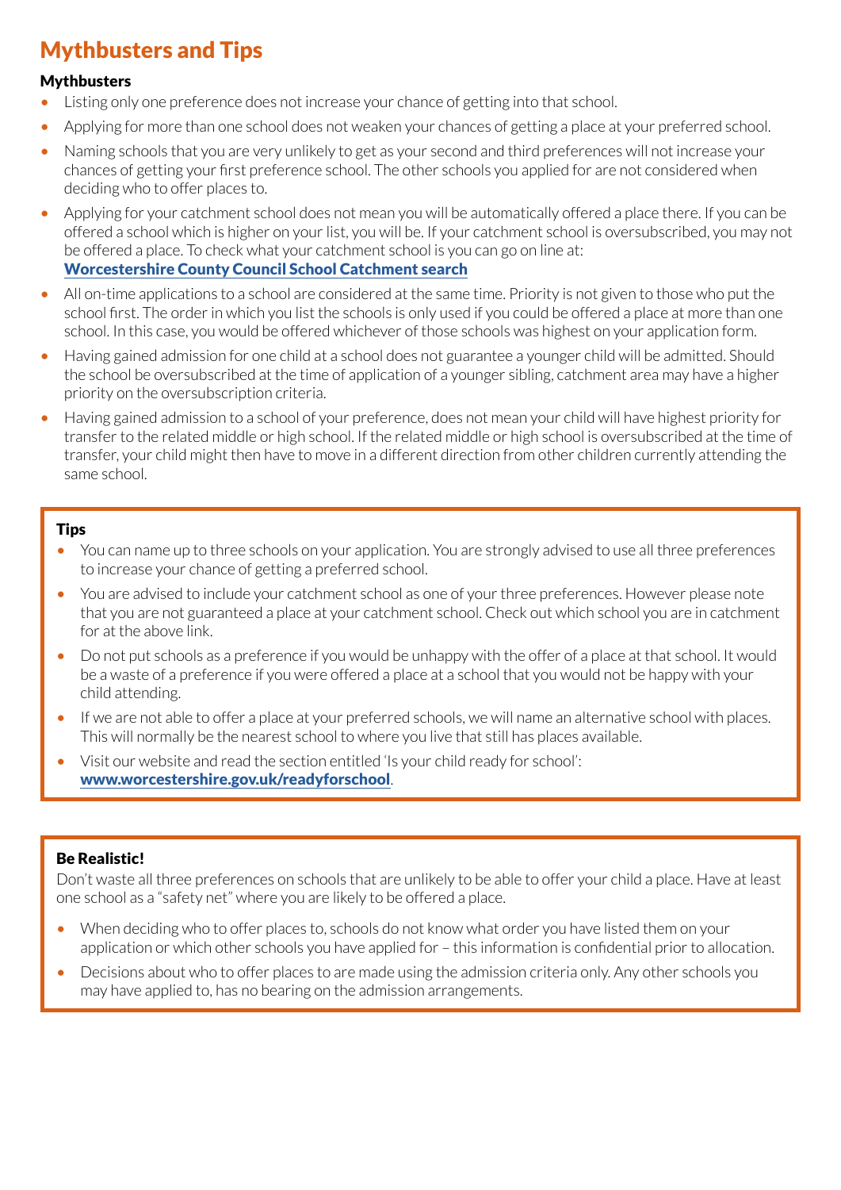# Mythbusters and Tips

### Mythbusters

- Listing only one preference does not increase your chance of getting into that school.
- Applying for more than one school does not weaken your chances of getting a place at your preferred school.
- Naming schools that you are very unlikely to get as your second and third preferences will not increase your chances of getting your first preference school. The other schools you applied for are not considered when deciding who to offer places to.
- Applying for your catchment school does not mean you will be automatically offered a place there. If you can be offered a school which is higher on your list, you will be. If your catchment school is oversubscribed, you may not be offered a place. To check what your catchment school is you can go on line at: **Worcestershire County Council School Catchment search**
- All on-time applications to a school are considered at the same time. Priority is not given to those who put the school first. The order in which you list the schools is only used if you could be offered a place at more than one school. In this case, you would be offered whichever of those schools was highest on your application form.
- Having gained admission for one child at a school does not guarantee a younger child will be admitted. Should the school be oversubscribed at the time of application of a younger sibling, catchment area may have a higher priority on the oversubscription criteria.
- Having gained admission to a school of your preference, does not mean your child will have highest priority for transfer to the related middle or high school. If the related middle or high school is oversubscribed at the time of transfer, your child might then have to move in a different direction from other children currently attending the same school.

### Tips

- You can name up to three schools on your application. You are strongly advised to use all three preferences to increase your chance of getting a preferred school.
- You are advised to include your catchment school as one of your three preferences. However please note that you are not guaranteed a place at your catchment school. Check out which school you are in catchment for at the above link.
- Do not put schools as a preference if you would be unhappy with the offer of a place at that school. It would be a waste of a preference if you were offered a place at a school that you would not be happy with your child attending.
- If we are not able to offer a place at your preferred schools, we will name an alternative school with places. This will normally be the nearest school to where you live that still has places available.
- Visit our website and read the section entitled 'Is your child ready for school': **www.worcestershire.gov.uk/readyforschool**.

### Be Realistic!

Don't waste all three preferences on schools that are unlikely to be able to offer your child a place. Have at least one school as a "safety net" where you are likely to be offered a place.

- When deciding who to offer places to, schools do not know what order you have listed them on your application or which other schools you have applied for – this information is confidential prior to allocation.
- Decisions about who to offer places to are made using the admission criteria only. Any other schools you may have applied to, has no bearing on the admission arrangements.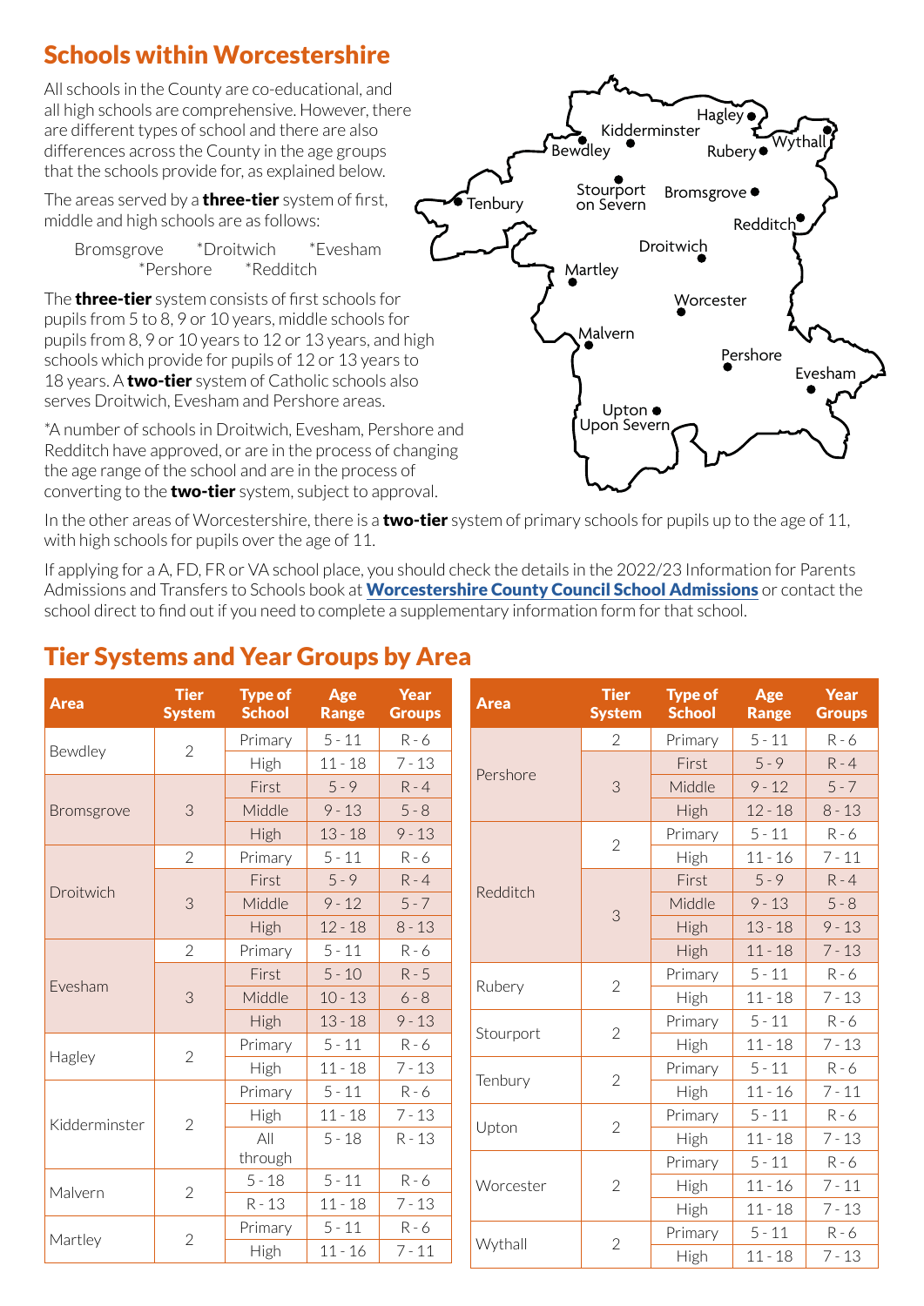## Schools within Worcestershire

All schools in the County are co-educational, and all high schools are comprehensive. However, there are different types of school and there are also differences across the County in the age groups that the schools provide for, as explained below.

The areas served by a **three-tier** system of first, middle and high schools are as follows:

Bromsgrove *Droitwich *Evesham *Pershore *Redditch

The **three-tier** system consists of first schools for pupils from 5 to 8, 9 or 10 years, middle schools for pupils from 8, 9 or 10 years to 12 or 13 years, and high schools which provide for pupils of 12 or 13 years to 18 years. A **two-tier** system of Catholic schools also serves Droitwich, Evesham and Pershore areas.

*A number of schools in Droitwich, Evesham, Pershore and Redditch have approved, or are in the process of changing the age range of the school and are in the process of converting to the **two-tier** system, subject to approval.

In the other areas of Worcestershire, there is a **two-tier** system of primary schools for pupils up to the age of 11, with high schools for pupils over the age of 11.

If applying for a A, FD, FR or VA school place, you should check the details in the 2022/23 Information for Parents Admissions and Transfers to Schools book at **Worcestershire County Council School Admissions** or contact the school direct to find out if you need to complete a supplementary information form for that school.

## Tier Systems and Year Groups by Area

| Area | Tier System | Type of School | Age Range | Year Groups |
|---|---|---|---|---|
| Bewdley | 2 | Primary | 5 - 11 | R - 6 |
| | | High | 11 - 18 | 7 - 13 |
| Bromsgrove | 3 | First | 5 - 9 | R - 4 |
| | | Middle | 9 - 13 | 5 - 8 |
| | | High | 13 - 18 | 9 - 13 |
| Droitwich | 2 | Primary | 5 - 11 | R - 6 |
| | 3 | First | 5 - 9 | R - 4 |
| | | Middle | 9 - 12 | 5 - 7 |
| | | High | 12 - 18 | 8 - 13 |
| Evesham | 2 | Primary | 5 - 11 | R - 6 |
| | 3 | First | 5 - 10 | R - 5 |
| | | Middle | 10 - 13 | 6 - 8 |
| | | High | 13 - 18 | 9 - 13 |
| Hagley | 2 | Primary | 5 - 11 | R - 6 |
| | | High | 11 - 18 | 7 - 13 |
| Kidderminster | 2 | Primary | 5 - 11 | R - 6 |
| | | High | 11 - 18 | 7 - 13 |
| | | All through | 5 - 18 | R - 13 |
| Malvern | 2 | 5 - 18 | 5 - 11 | R - 6 |
| | | R - 13 | 11 - 18 | 7 - 13 |
| Martley | 2 | Primary | 5 - 11 | R - 6 |
| | | High | 11 - 16 | 7 - 11 |
| Pershore | 2 | Primary | 5 - 11 | R - 6 |
| | 3 | First | 5 - 9 | R - 4 |
| | | Middle | 9 - 12 | 5 - 7 |
| | | High | 12 - 18 | 8 - 13 |
| Redditch | 2 | Primary | 5 - 11 | R - 6 |
| | | High | 11 - 16 | 7 - 11 |
| | 3 | First | 5 - 9 | R - 4 |
| | | Middle | 9 - 13 | 5 - 8 |
| | | High | 13 - 18 | 9 - 13 |
| | | High | 11 - 18 | 7 - 13 |
| Rubery | 2 | Primary | 5 - 11 | R - 6 |
| | | High | 11 - 18 | 7 - 13 |
| Stourport | 2 | Primary | 5 - 11 | R - 6 |
| | | High | 11 - 18 | 7 - 13 |
| Tenbury | 2 | Primary | 5 - 11 | R - 6 |
| | | High | 11 - 16 | 7 - 11 |
| Upton | 2 | Primary | 5 - 11 | R - 6 |
| | | High | 11 - 18 | 7 - 13 |
| Worcester | 2 | Primary | 5 - 11 | R - 6 |
| | | High | 11 - 16 | 7 - 11 |
| | | High | 11 - 18 | 7 - 13 |
| Wythall | 2 | Primary | 5 - 11 | R - 6 |
| | | High | 11 - 18 | 7 - 13 |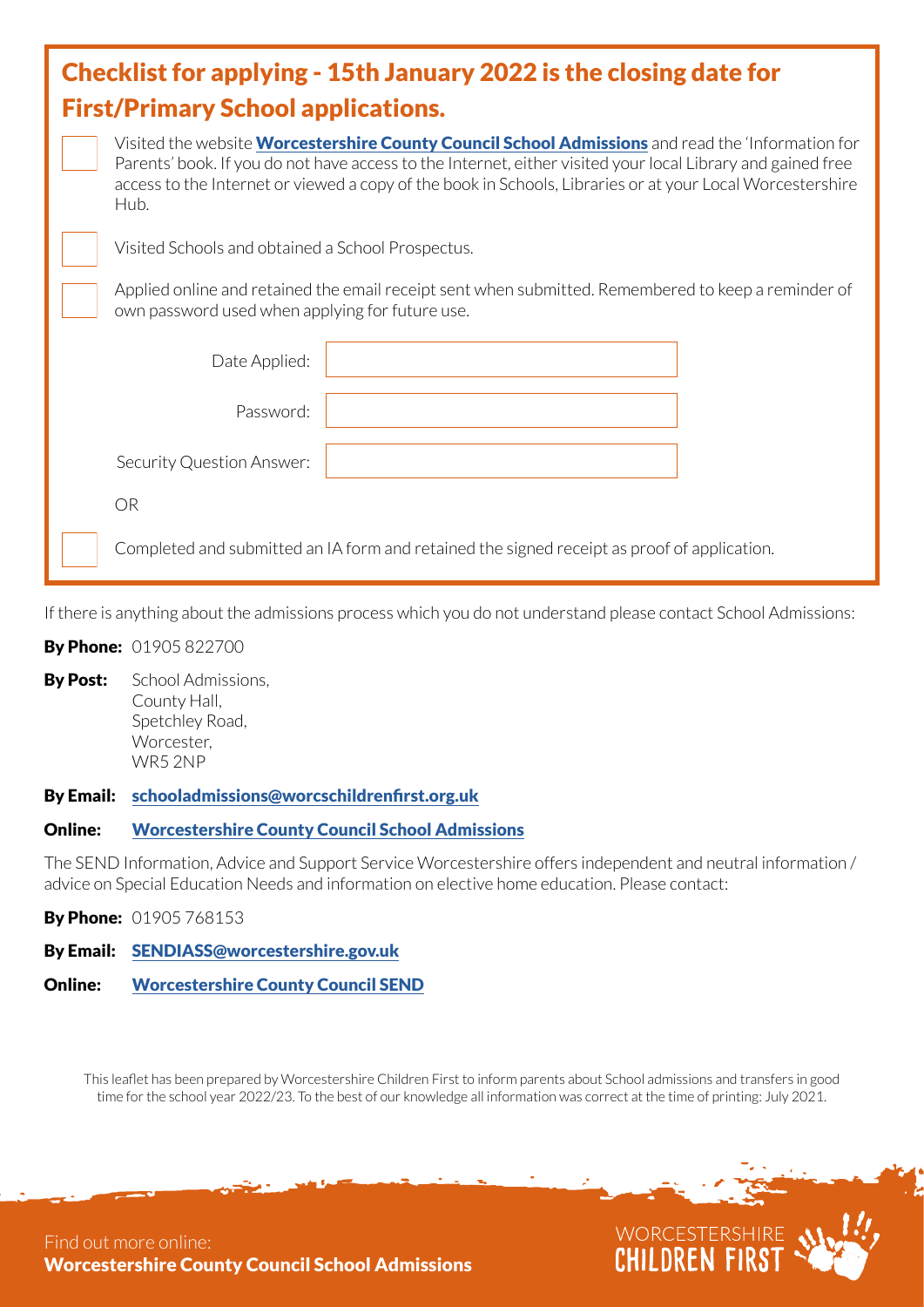## Checklist for applying - 15th January 2022 is the closing date for First/Primary School applications.

- [ ] Visited the website **Worcestershire County Council School Admissions** and read the 'Information for Parents' book. If you do not have access to the Internet, either visited your local Library and gained free access to the Internet or viewed a copy of the book in Schools, Libraries or at your Local Worcestershire Hub.
- [ ] Visited Schools and obtained a School Prospectus.
- [ ] Applied online and retained the email receipt sent when submitted. Remembered to keep a reminder of own password used when applying for future use.

| | |
|---|---|
| Date Applied: | |
| Password: | |
| Security Question Answer: | |

OR

- [ ] Completed and submitted an IA form and retained the signed receipt as proof of application.

If there is anything about the admissions process which you do not understand please contact School Admissions:

**By Phone:** 01905 822700

**By Post:** School Admissions,
County Hall,
Spetchley Road,
Worcester,
WR5 2NP

**By Email:** schooladmissions@worcschildrenfirst.org.uk

**Online:** Worcestershire County Council School Admissions

The SEND Information, Advice and Support Service Worcestershire offers independent and neutral information / advice on Special Education Needs and information on elective home education. Please contact:

**By Phone:** 01905 768153

**By Email:** SENDIASS@worcestershire.gov.uk

**Online:** Worcestershire County Council SEND

This leaflet has been prepared by Worcestershire Children First to inform parents about School admissions and transfers in good time for the school year 2022/23. To the best of our knowledge all information was correct at the time of printing: July 2021.

Find out more online:
**Worcestershire County Council School Admissions**

WORCESTERSHIRE CHILDREN FIRST